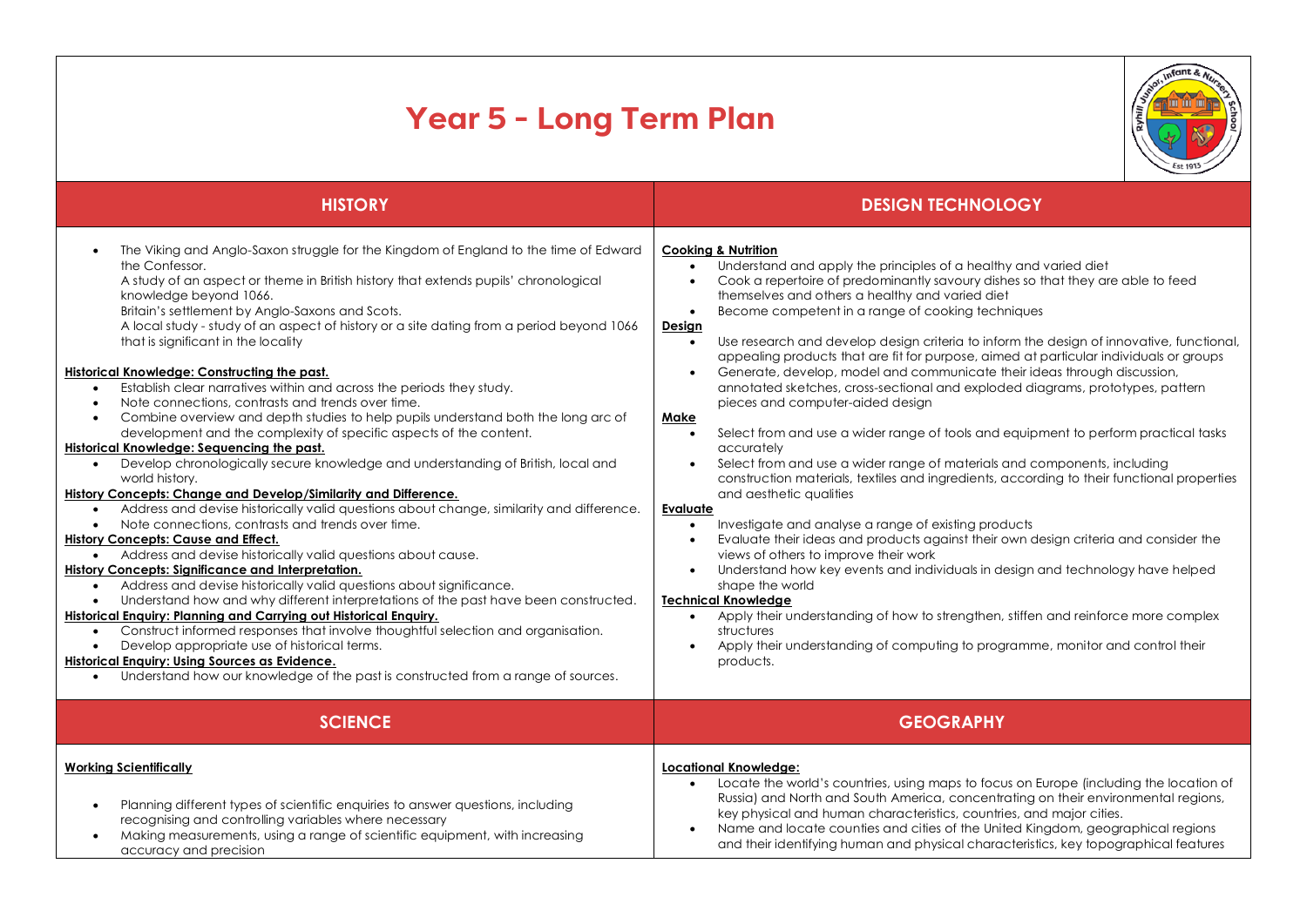# Year 5 - Long Term Plan

## HISTORY

- The Viking and Anglo-Saxon struggle for the Kingdom of England to the time of Edward the Confessor.
  A study of an aspect or theme in British history that extends pupils' chronological knowledge beyond 1066.
  Britain's settlement by Anglo-Saxons and Scots.
  A local study - study of an aspect of history or a site dating from a period beyond 1066 that is significant in the locality

**Historical Knowledge: Constructing the past.**
- Establish clear narratives within and across the periods they study.
- Note connections, contrasts and trends over time.
- Combine overview and depth studies to help pupils understand both the long arc of development and the complexity of specific aspects of the content.

**Historical Knowledge: Sequencing the past.**
- Develop chronologically secure knowledge and understanding of British, local and world history.

**History Concepts: Change and Develop/Similarity and Difference.**
- Address and devise historically valid questions about change, similarity and difference.
- Note connections, contrasts and trends over time.

**History Concepts: Cause and Effect.**
- Address and devise historically valid questions about cause.

**History Concepts: Significance and Interpretation.**
- Address and devise historically valid questions about significance.
- Understand how and why different interpretations of the past have been constructed.

**Historical Enquiry: Planning and Carrying out Historical Enquiry.**
- Construct informed responses that involve thoughtful selection and organisation.
- Develop appropriate use of historical terms.

**Historical Enquiry: Using Sources as Evidence.**
- Understand how our knowledge of the past is constructed from a range of sources.

## DESIGN TECHNOLOGY

**Cooking & Nutrition**
- Understand and apply the principles of a healthy and varied diet
- Cook a repertoire of predominantly savoury dishes so that they are able to feed themselves and others a healthy and varied diet
- Become competent in a range of cooking techniques

**Design**
- Use research and develop design criteria to inform the design of innovative, functional, appealing products that are fit for purpose, aimed at particular individuals or groups
- Generate, develop, model and communicate their ideas through discussion, annotated sketches, cross-sectional and exploded diagrams, prototypes, pattern pieces and computer-aided design

**Make**
- Select from and use a wider range of tools and equipment to perform practical tasks accurately
- Select from and use a wider range of materials and components, including construction materials, textiles and ingredients, according to their functional properties and aesthetic qualities

**Evaluate**
- Investigate and analyse a range of existing products
- Evaluate their ideas and products against their own design criteria and consider the views of others to improve their work
- Understand how key events and individuals in design and technology have helped shape the world

**Technical Knowledge**
- Apply their understanding of how to strengthen, stiffen and reinforce more complex structures
- Apply their understanding of computing to programme, monitor and control their products.

## SCIENCE

**Working Scientifically**

- Planning different types of scientific enquiries to answer questions, including recognising and controlling variables where necessary
- Making measurements, using a range of scientific equipment, with increasing accuracy and precision

## GEOGRAPHY

**Locational Knowledge:**
- Locate the world's countries, using maps to focus on Europe (including the location of Russia) and North and South America, concentrating on their environmental regions, key physical and human characteristics, countries, and major cities.
- Name and locate counties and cities of the United Kingdom, geographical regions and their identifying human and physical characteristics, key topographical features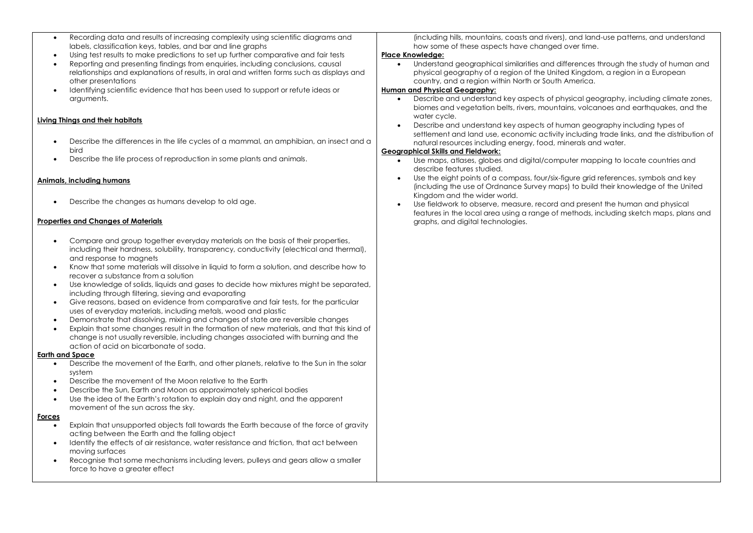- Recording data and results of increasing complexity using scientific diagrams and labels, classification keys, tables, and bar and line graphs
- Using test results to make predictions to set up further comparative and fair tests
- Reporting and presenting findings from enquiries, including conclusions, causal relationships and explanations of results, in oral and written forms such as displays and other presentations
- Identifying scientific evidence that has been used to support or refute ideas or arguments.

**Living Things and their habitats**

- Describe the differences in the life cycles of a mammal, an amphibian, an insect and a bird
- Describe the life process of reproduction in some plants and animals.

**Animals, including humans**

- Describe the changes as humans develop to old age.

**Properties and Changes of Materials**

- Compare and group together everyday materials on the basis of their properties, including their hardness, solubility, transparency, conductivity (electrical and thermal), and response to magnets
- Know that some materials will dissolve in liquid to form a solution, and describe how to recover a substance from a solution
- Use knowledge of solids, liquids and gases to decide how mixtures might be separated, including through filtering, sieving and evaporating
- Give reasons, based on evidence from comparative and fair tests, for the particular uses of everyday materials, including metals, wood and plastic
- Demonstrate that dissolving, mixing and changes of state are reversible changes
- Explain that some changes result in the formation of new materials, and that this kind of change is not usually reversible, including changes associated with burning and the action of acid on bicarbonate of soda.

**Earth and Space**

- Describe the movement of the Earth, and other planets, relative to the Sun in the solar system
- Describe the movement of the Moon relative to the Earth
- Describe the Sun, Earth and Moon as approximately spherical bodies
- Use the idea of the Earth's rotation to explain day and night, and the apparent movement of the sun across the sky.

**Forces**

- Explain that unsupported objects fall towards the Earth because of the force of gravity acting between the Earth and the falling object
- Identify the effects of air resistance, water resistance and friction, that act between moving surfaces
- Recognise that some mechanisms including levers, pulleys and gears allow a smaller force to have a greater effect

(including hills, mountains, coasts and rivers), and land-use patterns, and understand how some of these aspects have changed over time.

**Place Knowledge:**

- Understand geographical similarities and differences through the study of human and physical geography of a region of the United Kingdom, a region in a European country, and a region within North or South America.

**Human and Physical Geography:**

- Describe and understand key aspects of physical geography, including climate zones, biomes and vegetation belts, rivers, mountains, volcanoes and earthquakes, and the water cycle.
- Describe and understand key aspects of human geography including types of settlement and land use, economic activity including trade links, and the distribution of natural resources including energy, food, minerals and water.

**Geographical Skills and Fieldwork:**

- Use maps, atlases, globes and digital/computer mapping to locate countries and describe features studied.
- Use the eight points of a compass, four/six-figure grid references, symbols and key (including the use of Ordnance Survey maps) to build their knowledge of the United Kingdom and the wider world.
- Use fieldwork to observe, measure, record and present the human and physical features in the local area using a range of methods, including sketch maps, plans and graphs, and digital technologies.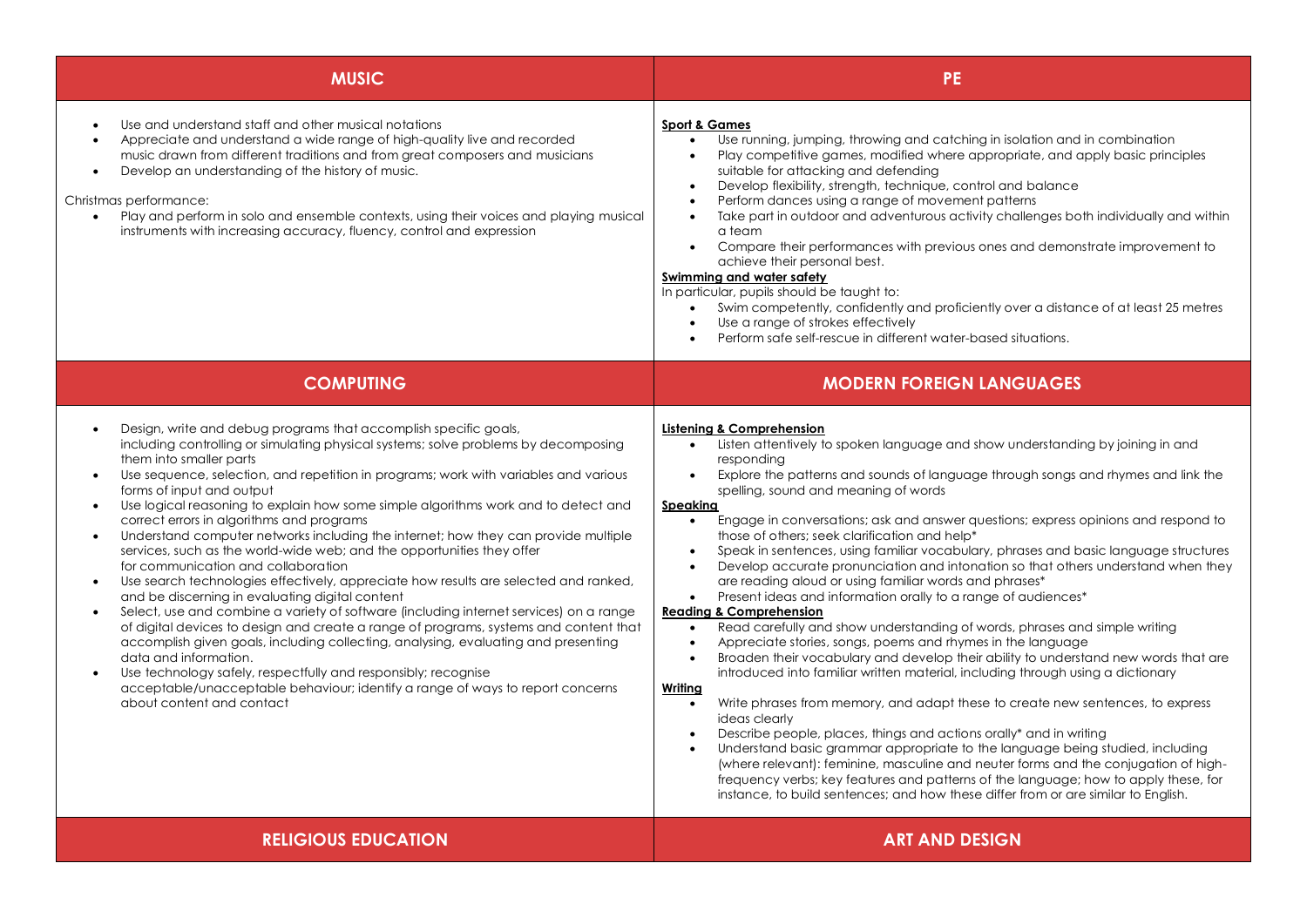## MUSIC

- Use and understand staff and other musical notations
- Appreciate and understand a wide range of high-quality live and recorded music drawn from different traditions and from great composers and musicians
- Develop an understanding of the history of music.

Christmas performance:

- Play and perform in solo and ensemble contexts, using their voices and playing musical instruments with increasing accuracy, fluency, control and expression

## PE

**Sport & Games**

- Use running, jumping, throwing and catching in isolation and in combination
- Play competitive games, modified where appropriate, and apply basic principles suitable for attacking and defending
- Develop flexibility, strength, technique, control and balance
- Perform dances using a range of movement patterns
- Take part in outdoor and adventurous activity challenges both individually and within a team
- Compare their performances with previous ones and demonstrate improvement to achieve their personal best.

**Swimming and water safety**

In particular, pupils should be taught to:

- Swim competently, confidently and proficiently over a distance of at least 25 metres
- Use a range of strokes effectively
- Perform safe self-rescue in different water-based situations.

## COMPUTING

- Design, write and debug programs that accomplish specific goals, including controlling or simulating physical systems; solve problems by decomposing them into smaller parts
- Use sequence, selection, and repetition in programs; work with variables and various forms of input and output
- Use logical reasoning to explain how some simple algorithms work and to detect and correct errors in algorithms and programs
- Understand computer networks including the internet; how they can provide multiple services, such as the world-wide web; and the opportunities they offer for communication and collaboration
- Use search technologies effectively, appreciate how results are selected and ranked, and be discerning in evaluating digital content
- Select, use and combine a variety of software (including internet services) on a range of digital devices to design and create a range of programs, systems and content that accomplish given goals, including collecting, analysing, evaluating and presenting data and information.
- Use technology safely, respectfully and responsibly; recognise acceptable/unacceptable behaviour; identify a range of ways to report concerns about content and contact

## MODERN FOREIGN LANGUAGES

**Listening & Comprehension**

- Listen attentively to spoken language and show understanding by joining in and responding
- Explore the patterns and sounds of language through songs and rhymes and link the spelling, sound and meaning of words

**Speaking**

- Engage in conversations; ask and answer questions; express opinions and respond to those of others; seek clarification and help*
- Speak in sentences, using familiar vocabulary, phrases and basic language structures
- Develop accurate pronunciation and intonation so that others understand when they are reading aloud or using familiar words and phrases*
- Present ideas and information orally to a range of audiences*

**Reading & Comprehension**

- Read carefully and show understanding of words, phrases and simple writing
- Appreciate stories, songs, poems and rhymes in the language
- Broaden their vocabulary and develop their ability to understand new words that are introduced into familiar written material, including through using a dictionary

**Writing**

- Write phrases from memory, and adapt these to create new sentences, to express ideas clearly
- Describe people, places, things and actions orally* and in writing
- Understand basic grammar appropriate to the language being studied, including (where relevant): feminine, masculine and neuter forms and the conjugation of high-frequency verbs: key features and patterns of the language; how to apply these, for instance, to build sentences; and how these differ from or are similar to English.

## RELIGIOUS EDUCATION

## ART AND DESIGN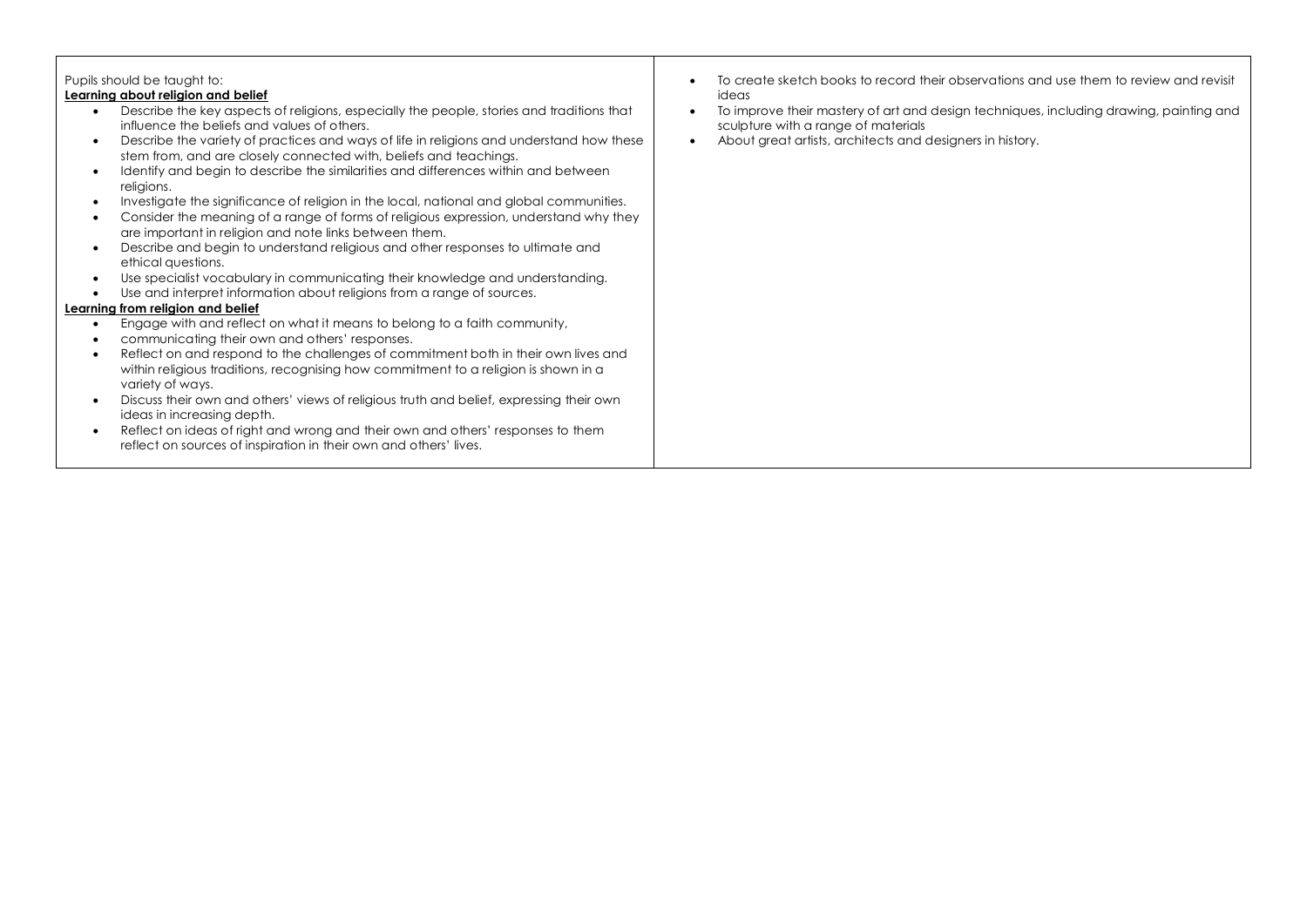| | |
|---|---|
| Pupils should be taught to:<br>**Learning about religion and belief**<br>• Describe the key aspects of religions, especially the people, stories and traditions that influence the beliefs and values of others.<br>• Describe the variety of practices and ways of life in religions and understand how these stem from, and are closely connected with, beliefs and teachings.<br>• Identify and begin to describe the similarities and differences within and between religions.<br>• Investigate the significance of religion in the local, national and global communities.<br>• Consider the meaning of a range of forms of religious expression, understand why they are important in religion and note links between them.<br>• Describe and begin to understand religious and other responses to ultimate and ethical questions.<br>• Use specialist vocabulary in communicating their knowledge and understanding.<br>• Use and interpret information about religions from a range of sources.<br>**Learning from religion and belief**<br>• Engage with and reflect on what it means to belong to a faith community,<br>• communicating their own and others' responses.<br>• Reflect on and respond to the challenges of commitment both in their own lives and within religious traditions, recognising how commitment to a religion is shown in a variety of ways.<br>• Discuss their own and others' views of religious truth and belief, expressing their own ideas in increasing depth.<br>• Reflect on ideas of right and wrong and their own and others' responses to them reflect on sources of inspiration in their own and others' lives. | • To create sketch books to record their observations and use them to review and revisit ideas<br>• To improve their mastery of art and design techniques, including drawing, painting and sculpture with a range of materials<br>• About great artists, architects and designers in history. |